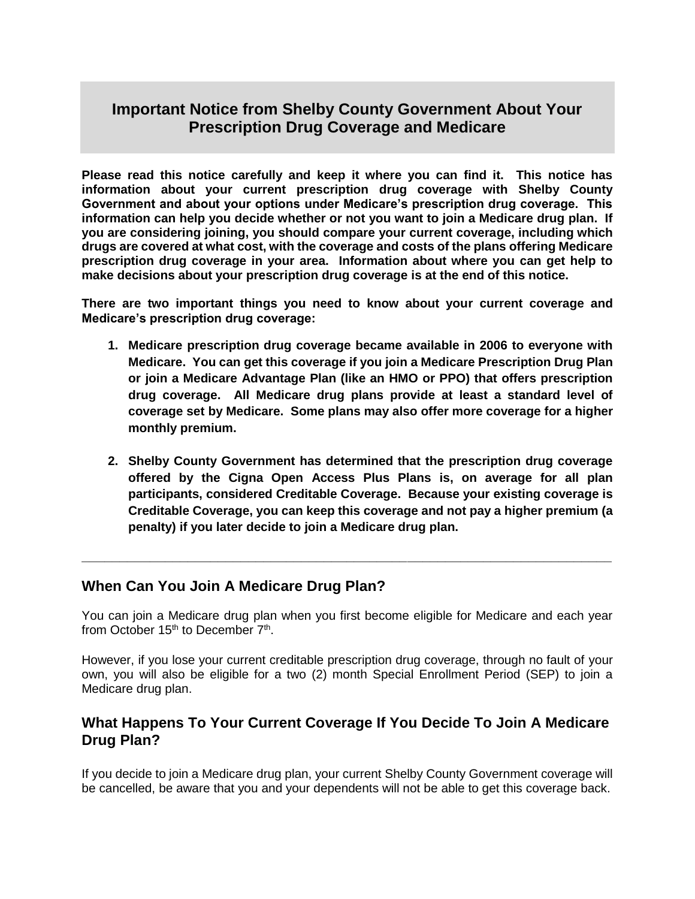# Important Notice from Shelby County Government About Your Prescription Drug Coverage and Medicare

**Please read this notice carefully and keep it where you can find it. This notice has information about your current prescription drug coverage with Shelby County Government and about your options under Medicare's prescription drug coverage. This information can help you decide whether or not you want to join a Medicare drug plan. If you are considering joining, you should compare your current coverage, including which drugs are covered at what cost, with the coverage and costs of the plans offering Medicare prescription drug coverage in your area. Information about where you can get help to make decisions about your prescription drug coverage is at the end of this notice.**

**There are two important things you need to know about your current coverage and Medicare's prescription drug coverage:**

1. **Medicare prescription drug coverage became available in 2006 to everyone with Medicare. You can get this coverage if you join a Medicare Prescription Drug Plan or join a Medicare Advantage Plan (like an HMO or PPO) that offers prescription drug coverage. All Medicare drug plans provide at least a standard level of coverage set by Medicare. Some plans may also offer more coverage for a higher monthly premium.**

2. **Shelby County Government has determined that the prescription drug coverage offered by the Cigna Open Access Plus Plans is, on average for all plan participants, considered Creditable Coverage. Because your existing coverage is Creditable Coverage, you can keep this coverage and not pay a higher premium (a penalty) if you later decide to join a Medicare drug plan.**

---

## When Can You Join A Medicare Drug Plan?

You can join a Medicare drug plan when you first become eligible for Medicare and each year from October 15th to December 7th.

However, if you lose your current creditable prescription drug coverage, through no fault of your own, you will also be eligible for a two (2) month Special Enrollment Period (SEP) to join a Medicare drug plan.

## What Happens To Your Current Coverage If You Decide To Join A Medicare Drug Plan?

If you decide to join a Medicare drug plan, your current Shelby County Government coverage will be cancelled, be aware that you and your dependents will not be able to get this coverage back.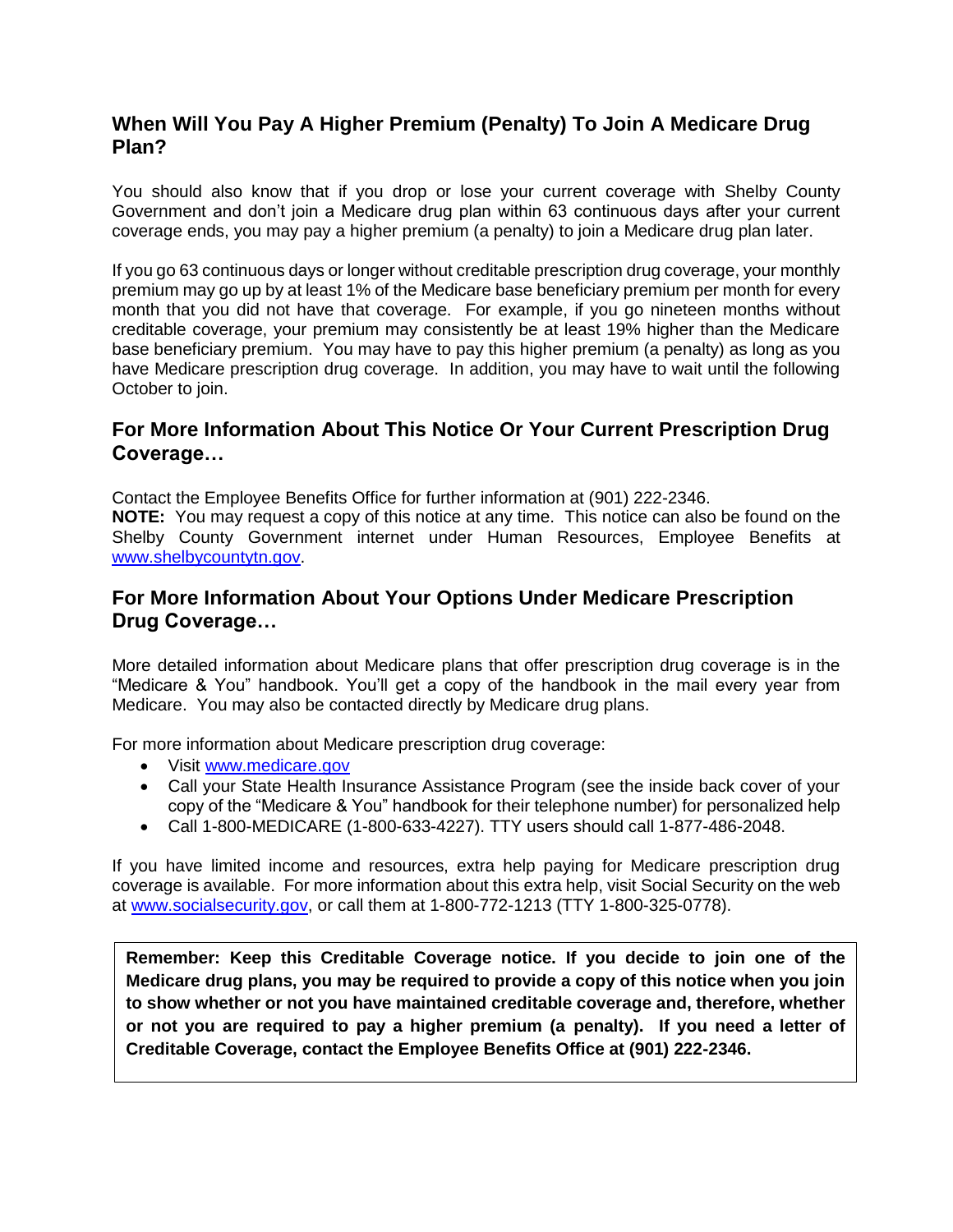## When Will You Pay A Higher Premium (Penalty) To Join A Medicare Drug Plan?

You should also know that if you drop or lose your current coverage with Shelby County Government and don't join a Medicare drug plan within 63 continuous days after your current coverage ends, you may pay a higher premium (a penalty) to join a Medicare drug plan later.

If you go 63 continuous days or longer without creditable prescription drug coverage, your monthly premium may go up by at least 1% of the Medicare base beneficiary premium per month for every month that you did not have that coverage. For example, if you go nineteen months without creditable coverage, your premium may consistently be at least 19% higher than the Medicare base beneficiary premium. You may have to pay this higher premium (a penalty) as long as you have Medicare prescription drug coverage. In addition, you may have to wait until the following October to join.

## For More Information About This Notice Or Your Current Prescription Drug Coverage…

Contact the Employee Benefits Office for further information at (901) 222-2346.
**NOTE:** You may request a copy of this notice at any time. This notice can also be found on the Shelby County Government internet under Human Resources, Employee Benefits at [www.shelbycountytn.gov](http://www.shelbycountytn.gov).

## For More Information About Your Options Under Medicare Prescription Drug Coverage…

More detailed information about Medicare plans that offer prescription drug coverage is in the "Medicare & You" handbook. You'll get a copy of the handbook in the mail every year from Medicare. You may also be contacted directly by Medicare drug plans.

For more information about Medicare prescription drug coverage:

- Visit [www.medicare.gov](http://www.medicare.gov)
- Call your State Health Insurance Assistance Program (see the inside back cover of your copy of the "Medicare & You" handbook for their telephone number) for personalized help
- Call 1-800-MEDICARE (1-800-633-4227). TTY users should call 1-877-486-2048.

If you have limited income and resources, extra help paying for Medicare prescription drug coverage is available. For more information about this extra help, visit Social Security on the web at [www.socialsecurity.gov](http://www.socialsecurity.gov), or call them at 1-800-772-1213 (TTY 1-800-325-0778).

**Remember: Keep this Creditable Coverage notice. If you decide to join one of the Medicare drug plans, you may be required to provide a copy of this notice when you join to show whether or not you have maintained creditable coverage and, therefore, whether or not you are required to pay a higher premium (a penalty). If you need a letter of Creditable Coverage, contact the Employee Benefits Office at (901) 222-2346.**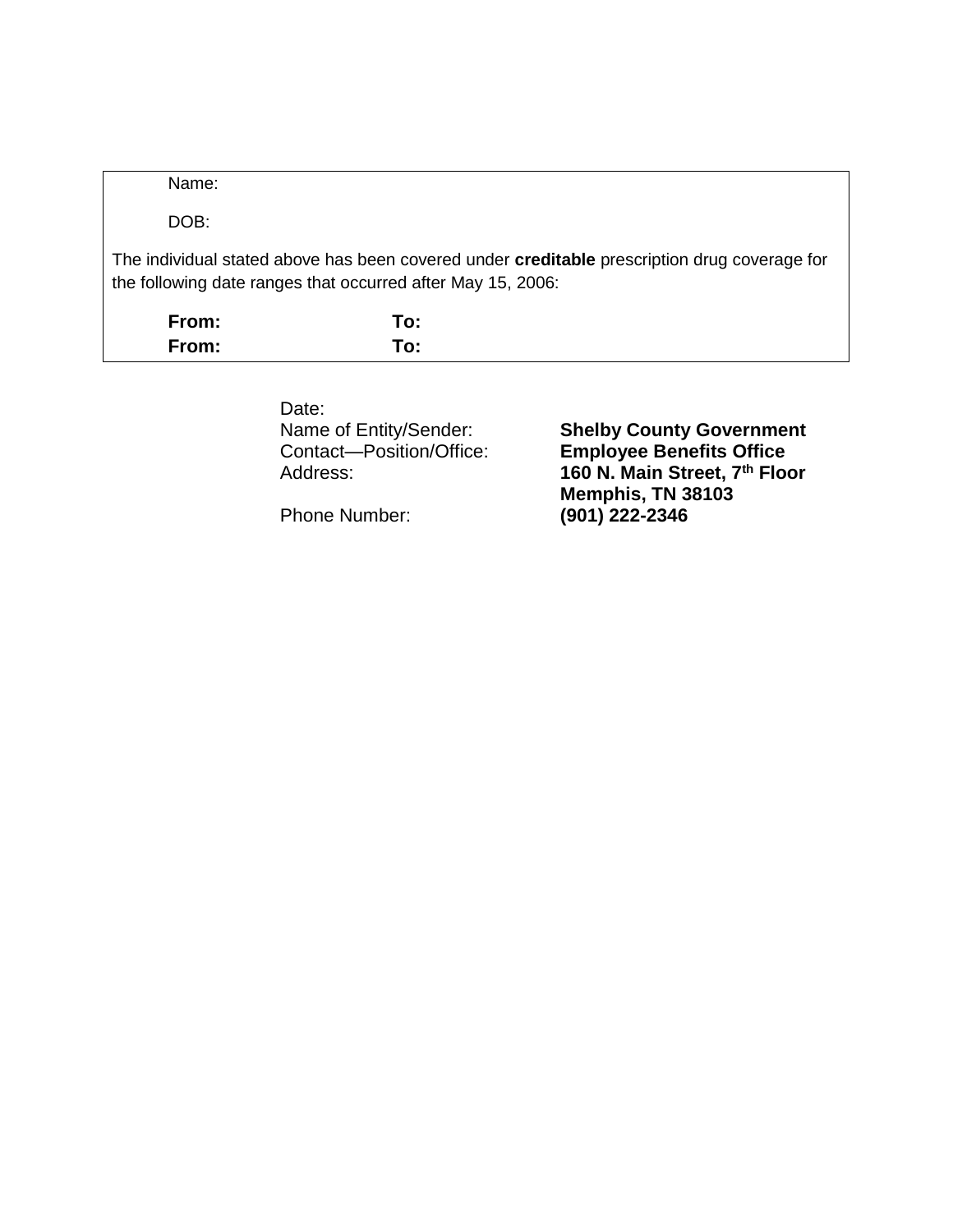Name:

DOB:

The individual stated above has been covered under **creditable** prescription drug coverage for the following date ranges that occurred after May 15, 2006:

**From:** **To:**
**From:** **To:**

| | |
|---|---|
| Date: | |
| Name of Entity/Sender: | **Shelby County Government** |
| Contact—Position/Office: | **Employee Benefits Office** |
| Address: | **160 N. Main Street, 7th Floor** |
| | **Memphis, TN 38103** |
| Phone Number: | **(901) 222-2346** |